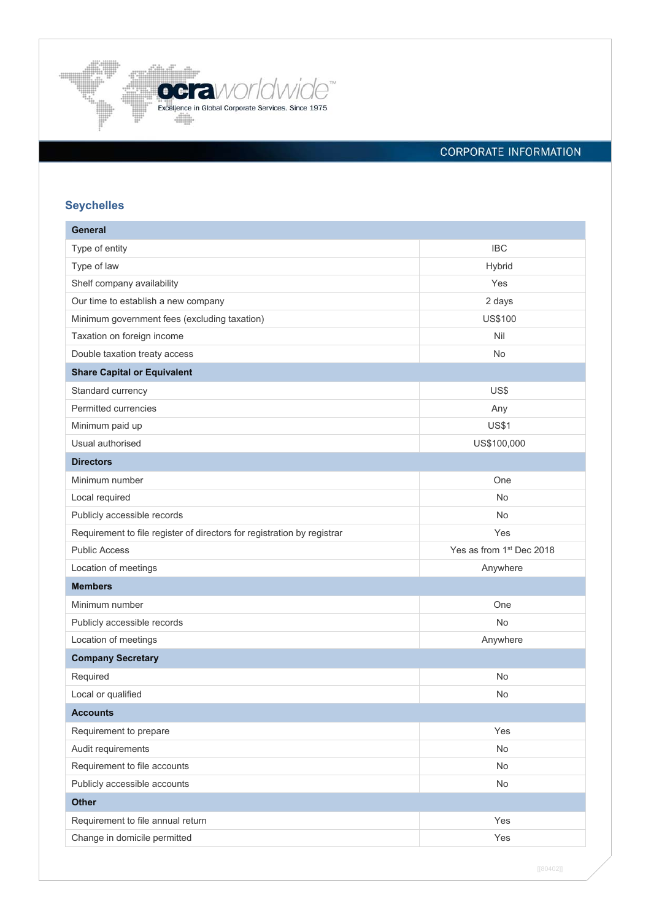ocraworldwide™

Excellence in Global Corporate Services. Since 1975

CORPORATE INFORMATION

## Seychelles

| General | |
|---|---|
| Type of entity | IBC |
| Type of law | Hybrid |
| Shelf company availability | Yes |
| Our time to establish a new company | 2 days |
| Minimum government fees (excluding taxation) | US$100 |
| Taxation on foreign income | Nil |
| Double taxation treaty access | No |
| **Share Capital or Equivalent** | |
| Standard currency | US$ |
| Permitted currencies | Any |
| Minimum paid up | US$1 |
| Usual authorised | US$100,000 |
| **Directors** | |
| Minimum number | One |
| Local required | No |
| Publicly accessible records | No |
| Requirement to file register of directors for registration by registrar | Yes |
| Public Access | Yes as from 1st Dec 2018 |
| Location of meetings | Anywhere |
| **Members** | |
| Minimum number | One |
| Publicly accessible records | No |
| Location of meetings | Anywhere |
| **Company Secretary** | |
| Required | No |
| Local or qualified | No |
| **Accounts** | |
| Requirement to prepare | Yes |
| Audit requirements | No |
| Requirement to file accounts | No |
| Publicly accessible accounts | No |
| **Other** | |
| Requirement to file annual return | Yes |
| Change in domicile permitted | Yes |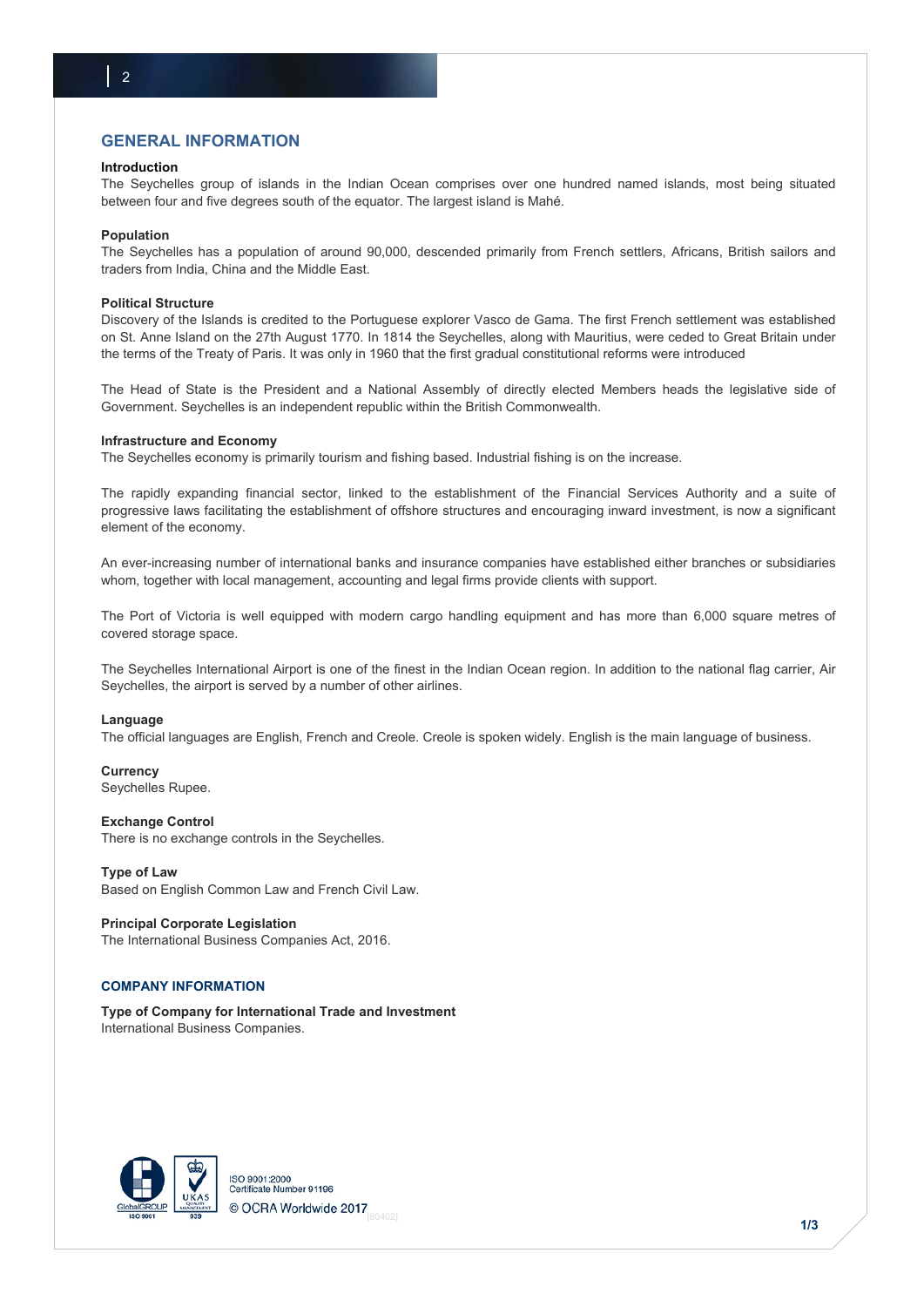## GENERAL INFORMATION

**Introduction**

The Seychelles group of islands in the Indian Ocean comprises over one hundred named islands, most being situated between four and five degrees south of the equator. The largest island is Mahé.

**Population**

The Seychelles has a population of around 90,000, descended primarily from French settlers, Africans, British sailors and traders from India, China and the Middle East.

**Political Structure**

Discovery of the Islands is credited to the Portuguese explorer Vasco de Gama. The first French settlement was established on St. Anne Island on the 27th August 1770. In 1814 the Seychelles, along with Mauritius, were ceded to Great Britain under the terms of the Treaty of Paris. It was only in 1960 that the first gradual constitutional reforms were introduced

The Head of State is the President and a National Assembly of directly elected Members heads the legislative side of Government. Seychelles is an independent republic within the British Commonwealth.

**Infrastructure and Economy**

The Seychelles economy is primarily tourism and fishing based. Industrial fishing is on the increase.

The rapidly expanding financial sector, linked to the establishment of the Financial Services Authority and a suite of progressive laws facilitating the establishment of offshore structures and encouraging inward investment, is now a significant element of the economy.

An ever-increasing number of international banks and insurance companies have established either branches or subsidiaries whom, together with local management, accounting and legal firms provide clients with support.

The Port of Victoria is well equipped with modern cargo handling equipment and has more than 6,000 square metres of covered storage space.

The Seychelles International Airport is one of the finest in the Indian Ocean region. In addition to the national flag carrier, Air Seychelles, the airport is served by a number of other airlines.

**Language**

The official languages are English, French and Creole. Creole is spoken widely. English is the main language of business.

**Currency**

Seychelles Rupee.

**Exchange Control**

There is no exchange controls in the Seychelles.

**Type of Law**

Based on English Common Law and French Civil Law.

**Principal Corporate Legislation**

The International Business Companies Act, 2016.

### COMPANY INFORMATION

**Type of Company for International Trade and Investment**

International Business Companies.

ISO 9001:2000
Certificate Number 91196

© OCRA Worldwide 2017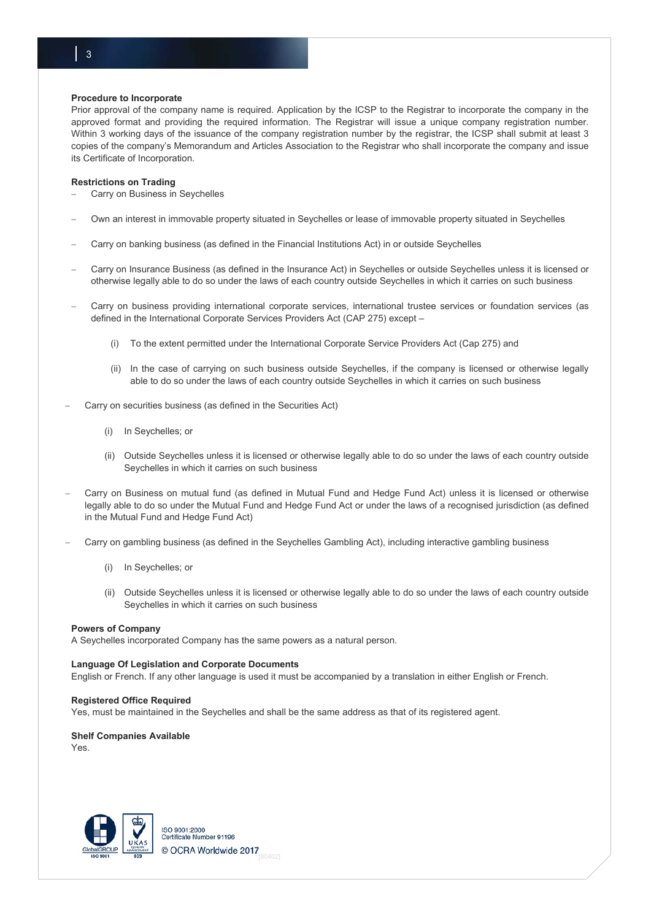**Procedure to Incorporate**

Prior approval of the company name is required. Application by the ICSP to the Registrar to incorporate the company in the approved format and providing the required information. The Registrar will issue a unique company registration number. Within 3 working days of the issuance of the company registration number by the registrar, the ICSP shall submit at least 3 copies of the company's Memorandum and Articles Association to the Registrar who shall incorporate the company and issue its Certificate of Incorporation.

**Restrictions on Trading**

- Carry on Business in Seychelles
- Own an interest in immovable property situated in Seychelles or lease of immovable property situated in Seychelles
- Carry on banking business (as defined in the Financial Institutions Act) in or outside Seychelles
- Carry on Insurance Business (as defined in the Insurance Act) in Seychelles or outside Seychelles unless it is licensed or otherwise legally able to do so under the laws of each country outside Seychelles in which it carries on such business
- Carry on business providing international corporate services, international trustee services or foundation services (as defined in the International Corporate Services Providers Act (CAP 275) except –
    - (i) To the extent permitted under the International Corporate Service Providers Act (Cap 275) and
    - (ii) In the case of carrying on such business outside Seychelles, if the company is licensed or otherwise legally able to do so under the laws of each country outside Seychelles in which it carries on such business
- Carry on securities business (as defined in the Securities Act)
    - (i) In Seychelles; or
    - (ii) Outside Seychelles unless it is licensed or otherwise legally able to do so under the laws of each country outside Seychelles in which it carries on such business
- Carry on Business on mutual fund (as defined in Mutual Fund and Hedge Fund Act) unless it is licensed or otherwise legally able to do so under the Mutual Fund and Hedge Fund Act or under the laws of a recognised jurisdiction (as defined in the Mutual Fund and Hedge Fund Act)
- Carry on gambling business (as defined in the Seychelles Gambling Act), including interactive gambling business
    - (i) In Seychelles; or
    - (ii) Outside Seychelles unless it is licensed or otherwise legally able to do so under the laws of each country outside Seychelles in which it carries on such business

**Powers of Company**

A Seychelles incorporated Company has the same powers as a natural person.

**Language Of Legislation and Corporate Documents**

English or French. If any other language is used it must be accompanied by a translation in either English or French.

**Registered Office Required**

Yes, must be maintained in the Seychelles and shall be the same address as that of its registered agent.

**Shelf Companies Available**

Yes.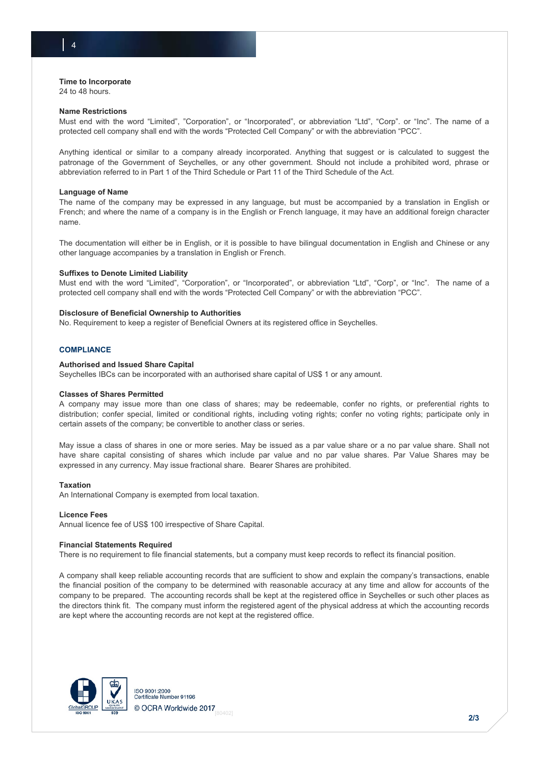**Time to Incorporate**
24 to 48 hours.

**Name Restrictions**
Must end with the word "Limited", "Corporation", or "Incorporated", or abbreviation "Ltd", "Corp". or "Inc". The name of a protected cell company shall end with the words "Protected Cell Company" or with the abbreviation "PCC".

Anything identical or similar to a company already incorporated. Anything that suggest or is calculated to suggest the patronage of the Government of Seychelles, or any other government. Should not include a prohibited word, phrase or abbreviation referred to in Part 1 of the Third Schedule or Part 11 of the Third Schedule of the Act.

**Language of Name**
The name of the company may be expressed in any language, but must be accompanied by a translation in English or French; and where the name of a company is in the English or French language, it may have an additional foreign character name.

The documentation will either be in English, or it is possible to have bilingual documentation in English and Chinese or any other language accompanies by a translation in English or French.

**Suffixes to Denote Limited Liability**
Must end with the word "Limited", "Corporation", or "Incorporated", or abbreviation "Ltd", "Corp", or "Inc". The name of a protected cell company shall end with the words "Protected Cell Company" or with the abbreviation "PCC".

**Disclosure of Beneficial Ownership to Authorities**
No. Requirement to keep a register of Beneficial Owners at its registered office in Seychelles.

## COMPLIANCE

**Authorised and Issued Share Capital**
Seychelles IBCs can be incorporated with an authorised share capital of US$ 1 or any amount.

**Classes of Shares Permitted**
A company may issue more than one class of shares; may be redeemable, confer no rights, or preferential rights to distribution; confer special, limited or conditional rights, including voting rights; confer no voting rights; participate only in certain assets of the company; be convertible to another class or series.

May issue a class of shares in one or more series. May be issued as a par value share or a no par value share. Shall not have share capital consisting of shares which include par value and no par value shares. Par Value Shares may be expressed in any currency. May issue fractional share. Bearer Shares are prohibited.

**Taxation**
An International Company is exempted from local taxation.

**Licence Fees**
Annual licence fee of US$ 100 irrespective of Share Capital.

**Financial Statements Required**
There is no requirement to file financial statements, but a company must keep records to reflect its financial position.

A company shall keep reliable accounting records that are sufficient to show and explain the company's transactions, enable the financial position of the company to be determined with reasonable accuracy at any time and allow for accounts of the company to be prepared. The accounting records shall be kept at the registered office in Seychelles or such other places as the directors think fit. The company must inform the registered agent of the physical address at which the accounting records are kept where the accounting records are not kept at the registered office.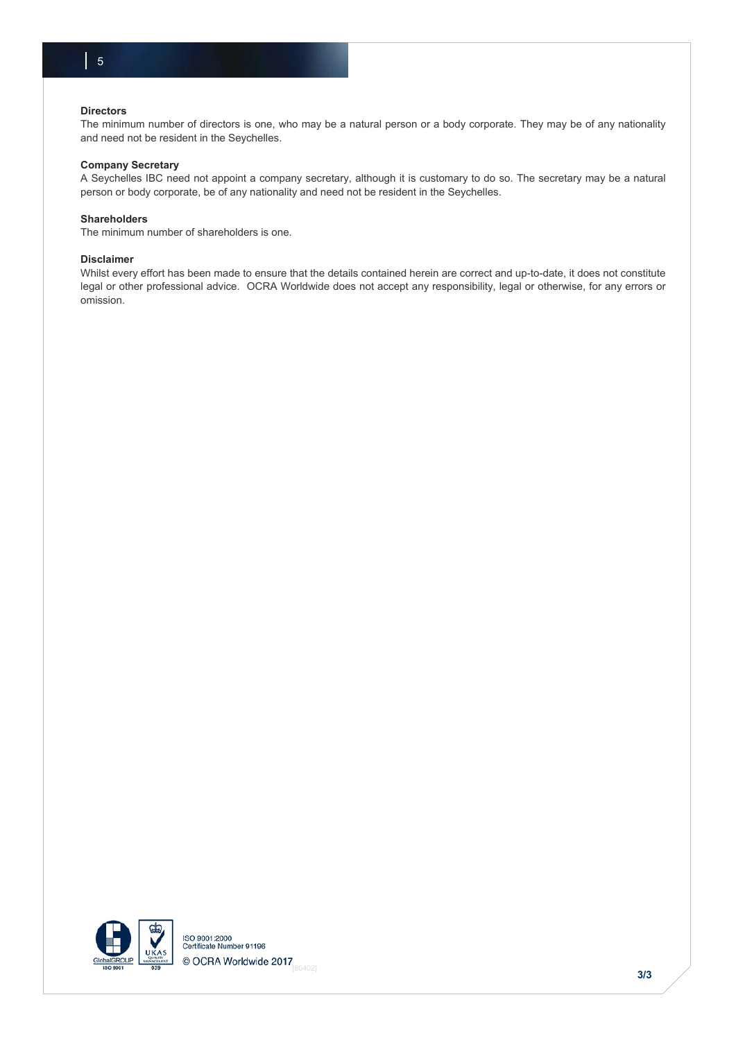**Directors**

The minimum number of directors is one, who may be a natural person or a body corporate. They may be of any nationality and need not be resident in the Seychelles.

**Company Secretary**

A Seychelles IBC need not appoint a company secretary, although it is customary to do so. The secretary may be a natural person or body corporate, be of any nationality and need not be resident in the Seychelles.

**Shareholders**

The minimum number of shareholders is one.

**Disclaimer**

Whilst every effort has been made to ensure that the details contained herein are correct and up-to-date, it does not constitute legal or other professional advice. OCRA Worldwide does not accept any responsibility, legal or otherwise, for any errors or omission.

ISO 9001:2000
Certificate Number 91196

© OCRA Worldwide 2017 [80402]